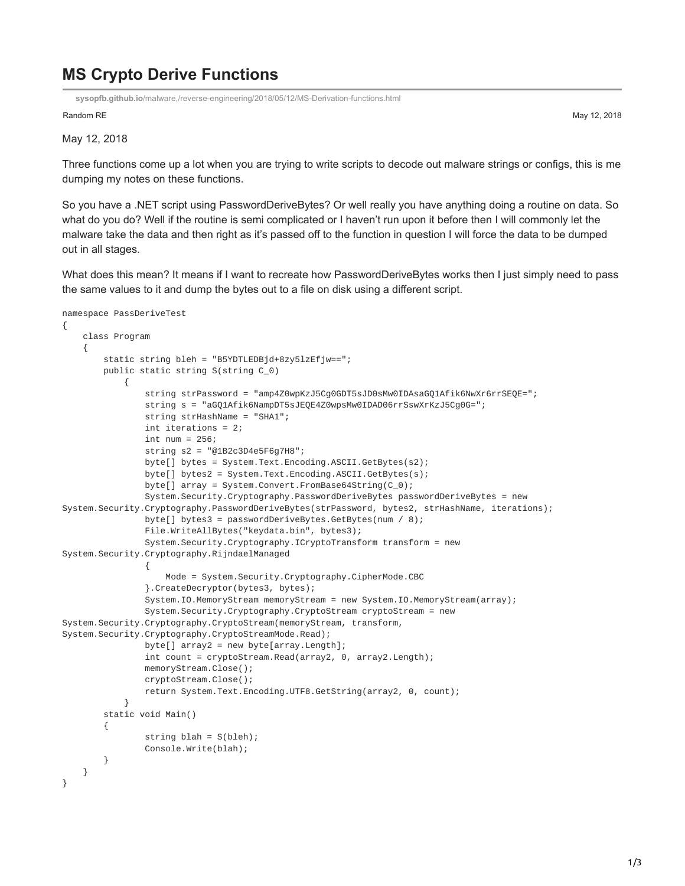# MS Crypto Derive Functions

sysopfb.github.io/malware,/reverse-engineering/2018/05/12/MS-Derivation-functions.html

Random RE May 12, 2018

May 12, 2018

Three functions come up a lot when you are trying to write scripts to decode out malware strings or configs, this is me dumping my notes on these functions.

So you have a .NET script using PasswordDeriveBytes? Or well really you have anything doing a routine on data. So what do you do? Well if the routine is semi complicated or I haven't run upon it before then I will commonly let the malware take the data and then right as it's passed off to the function in question I will force the data to be dumped out in all stages.

What does this mean? It means if I want to recreate how PasswordDeriveBytes works then I just simply need to pass the same values to it and dump the bytes out to a file on disk using a different script.

```
namespace PassDeriveTest
{
    class Program
    {
        static string bleh = "B5YDTLEDBjd+8zy5lzEfjw==";
        public static string S(string C_0)
            {
                string strPassword = "amp4Z0wpKzJ5Cg0GDT5sJD0sMw0IDAsaGQ1Afik6NwXr6rrSEQE=";
                string s = "aGQ1Afik6NampDT5sJEQE4Z0wpsMw0IDAD06rrSswXrKzJ5Cg0G=";
                string strHashName = "SHA1";
                int iterations = 2;
                int num = 256;
                string s2 = "@1B2c3D4e5F6g7H8";
                byte[] bytes = System.Text.Encoding.ASCII.GetBytes(s2);
                byte[] bytes2 = System.Text.Encoding.ASCII.GetBytes(s);
                byte[] array = System.Convert.FromBase64String(C_0);
                System.Security.Cryptography.PasswordDeriveBytes passwordDeriveBytes = new
System.Security.Cryptography.PasswordDeriveBytes(strPassword, bytes2, strHashName, iterations);
                byte[] bytes3 = passwordDeriveBytes.GetBytes(num / 8);
                File.WriteAllBytes("keydata.bin", bytes3);
                System.Security.Cryptography.ICryptoTransform transform = new
System.Security.Cryptography.RijndaelManaged
                {
                    Mode = System.Security.Cryptography.CipherMode.CBC
                }.CreateDecryptor(bytes3, bytes);
                System.IO.MemoryStream memoryStream = new System.IO.MemoryStream(array);
                System.Security.Cryptography.CryptoStream cryptoStream = new
System.Security.Cryptography.CryptoStream(memoryStream, transform,
System.Security.Cryptography.CryptoStreamMode.Read);
                byte[] array2 = new byte[array.Length];
                int count = cryptoStream.Read(array2, 0, array2.Length);
                memoryStream.Close();
                cryptoStream.Close();
                return System.Text.Encoding.UTF8.GetString(array2, 0, count);
            }
        static void Main()
        {
                string blah = S(bleh);
                Console.Write(blah);
        }
    }
}
```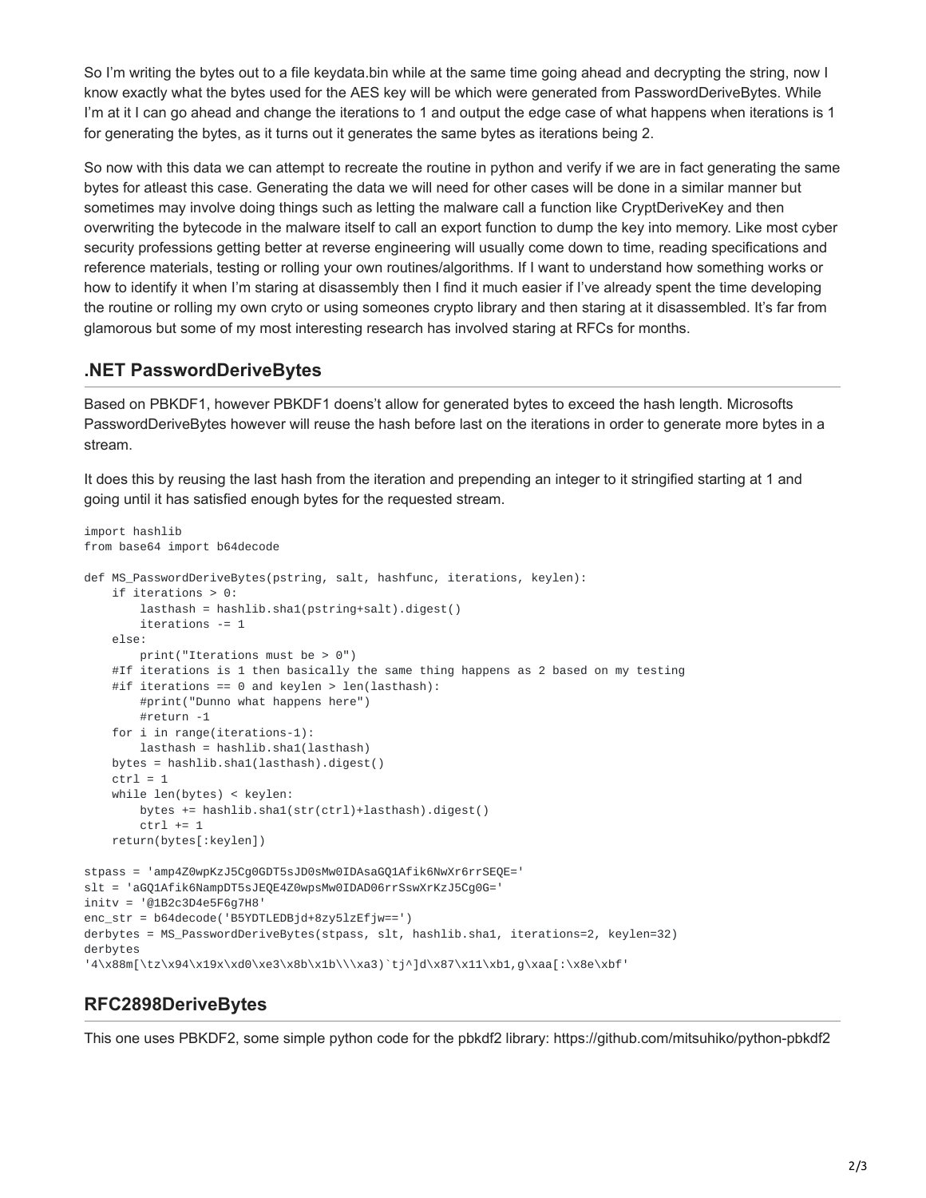So I'm writing the bytes out to a file keydata.bin while at the same time going ahead and decrypting the string, now I know exactly what the bytes used for the AES key will be which were generated from PasswordDeriveBytes. While I'm at it I can go ahead and change the iterations to 1 and output the edge case of what happens when iterations is 1 for generating the bytes, as it turns out it generates the same bytes as iterations being 2.

So now with this data we can attempt to recreate the routine in python and verify if we are in fact generating the same bytes for atleast this case. Generating the data we will need for other cases will be done in a similar manner but sometimes may involve doing things such as letting the malware call a function like CryptDeriveKey and then overwriting the bytecode in the malware itself to call an export function to dump the key into memory. Like most cyber security professions getting better at reverse engineering will usually come down to time, reading specifications and reference materials, testing or rolling your own routines/algorithms. If I want to understand how something works or how to identify it when I'm staring at disassembly then I find it much easier if I've already spent the time developing the routine or rolling my own cryto or using someones crypto library and then staring at it disassembled. It's far from glamorous but some of my most interesting research has involved staring at RFCs for months.

## .NET PasswordDeriveBytes

Based on PBKDF1, however PBKDF1 doens't allow for generated bytes to exceed the hash length. Microsofts PasswordDeriveBytes however will reuse the hash before last on the iterations in order to generate more bytes in a stream.

It does this by reusing the last hash from the iteration and prepending an integer to it stringified starting at 1 and going until it has satisfied enough bytes for the requested stream.

```
import hashlib
from base64 import b64decode

def MS_PasswordDeriveBytes(pstring, salt, hashfunc, iterations, keylen):
    if iterations > 0:
        lasthash = hashlib.sha1(pstring+salt).digest()
        iterations -= 1
    else:
        print("Iterations must be > 0")
    #If iterations is 1 then basically the same thing happens as 2 based on my testing
    #if iterations == 0 and keylen > len(lasthash):
        #print("Dunno what happens here")
        #return -1
    for i in range(iterations-1):
        lasthash = hashlib.sha1(lasthash)
    bytes = hashlib.sha1(lasthash).digest()
    ctrl = 1
    while len(bytes) < keylen:
        bytes += hashlib.sha1(str(ctrl)+lasthash).digest()
        ctrl += 1
    return(bytes[:keylen])

stpass = 'amp4Z0wpKzJ5Cg0GDT5sJD0sMw0IDAsaGQ1Afik6NwXr6rrSEQE='
slt = 'aGQ1Afik6NampDT5sJEQE4Z0wpsMw0IDAD06rrSswXrKzJ5Cg0G='
initv = '@1B2c3D4e5F6g7H8'
enc_str = b64decode('B5YDTLEDBjd+8zy5lzEfjw==')
derbytes = MS_PasswordDeriveBytes(stpass, slt, hashlib.sha1, iterations=2, keylen=32)
derbytes
'4\x88m[\tz\x94\x19x\xd0\xe3\x8b\x1b\\\xa3)`tj^]d\x87\x11\xb1,g\xaa[:\x8e\xbf'
```

## RFC2898DeriveBytes

This one uses PBKDF2, some simple python code for the pbkdf2 library: https://github.com/mitsuhiko/python-pbkdf2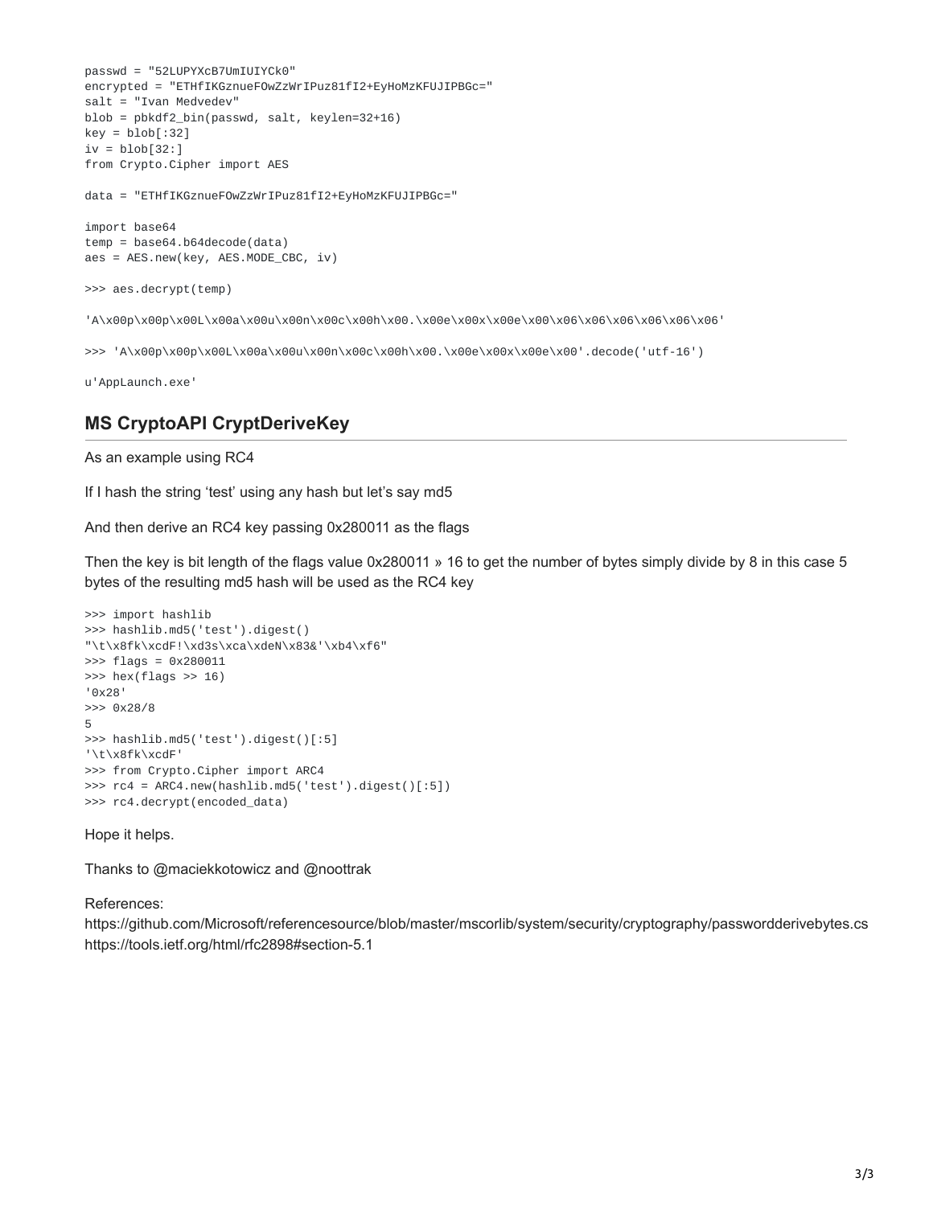```
passwd = "52LUPYXcB7UmIUIYCk0"
encrypted = "ETHfIKGznueFOwZzWrIPuz81fI2+EyHoMzKFUJIPBGc="
salt = "Ivan Medvedev"
blob = pbkdf2_bin(passwd, salt, keylen=32+16)
key = blob[:32]
iv = blob[32:]
from Crypto.Cipher import AES

data = "ETHfIKGznueFOwZzWrIPuz81fI2+EyHoMzKFUJIPBGc="

import base64
temp = base64.b64decode(data)
aes = AES.new(key, AES.MODE_CBC, iv)

>>> aes.decrypt(temp)

'A\x00p\x00p\x00L\x00a\x00u\x00n\x00c\x00h\x00.\x00e\x00x\x00e\x00\x06\x06\x06\x06\x06\x06'

>>> 'A\x00p\x00p\x00L\x00a\x00u\x00n\x00c\x00h\x00.\x00e\x00x\x00e\x00'.decode('utf-16')

u'AppLaunch.exe'
```

## MS CryptoAPI CryptDeriveKey

As an example using RC4

If I hash the string 'test' using any hash but let's say md5

And then derive an RC4 key passing 0x280011 as the flags

Then the key is bit length of the flags value 0x280011 » 16 to get the number of bytes simply divide by 8 in this case 5 bytes of the resulting md5 hash will be used as the RC4 key

```
>>> import hashlib
>>> hashlib.md5('test').digest()
"\t\x8fk\xcdF!\xd3s\xca\xdeN\x83&'\xb4\xf6"
>>> flags = 0x280011
>>> hex(flags >> 16)
'0x28'
>>> 0x28/8
5
>>> hashlib.md5('test').digest()[:5]
'\t\x8fk\xcdF'
>>> from Crypto.Cipher import ARC4
>>> rc4 = ARC4.new(hashlib.md5('test').digest()[:5])
>>> rc4.decrypt(encoded_data)
```

Hope it helps.

Thanks to @maciekkotowicz and @noottrak

References:
https://github.com/Microsoft/referencesource/blob/master/mscorlib/system/security/cryptography/passwordderivebytes.cs
https://tools.ietf.org/html/rfc2898#section-5.1